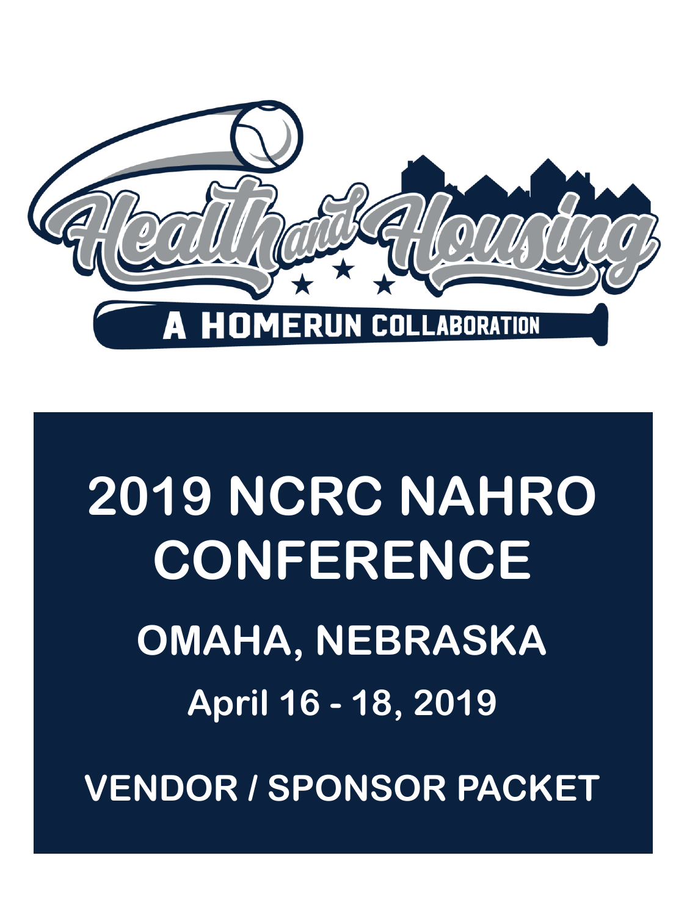Health and Housing

A HOMERUN COLLABORATION

# 2019 NCRC NAHRO CONFERENCE

## OMAHA, NEBRASKA

### April 16 - 18, 2019

## VENDOR / SPONSOR PACKET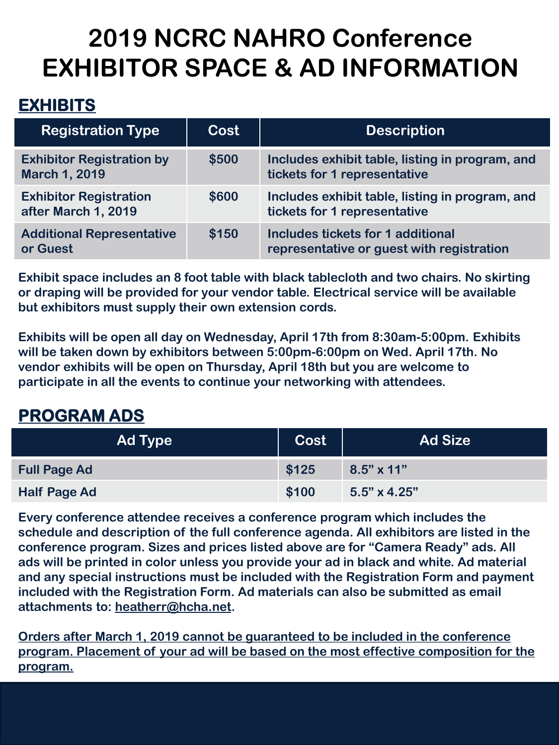# 2019 NCRC NAHRO Conference EXHIBITOR SPACE & AD INFORMATION

## EXHIBITS

| Registration Type | Cost | Description |
|---|---|---|
| Exhibitor Registration by March 1, 2019 | $500 | Includes exhibit table, listing in program, and tickets for 1 representative |
| Exhibitor Registration after March 1, 2019 | $600 | Includes exhibit table, listing in program, and tickets for 1 representative |
| Additional Representative or Guest | $150 | Includes tickets for 1 additional representative or guest with registration |

**Exhibit space includes an 8 foot table with black tablecloth and two chairs. No skirting or draping will be provided for your vendor table. Electrical service will be available but exhibitors must supply their own extension cords.**

**Exhibits will be open all day on Wednesday, April 17th from 8:30am-5:00pm. Exhibits will be taken down by exhibitors between 5:00pm-6:00pm on Wed. April 17th. No vendor exhibits will be open on Thursday, April 18th but you are welcome to participate in all the events to continue your networking with attendees.**

## PROGRAM ADS

| Ad Type | Cost | Ad Size |
|---|---|---|
| Full Page Ad | $125 | 8.5" x 11" |
| Half Page Ad | $100 | 5.5" x 4.25" |

**Every conference attendee receives a conference program which includes the schedule and description of the full conference agenda. All exhibitors are listed in the conference program. Sizes and prices listed above are for "Camera Ready" ads. All ads will be printed in color unless you provide your ad in black and white. Ad material and any special instructions must be included with the Registration Form and payment included with the Registration Form. Ad materials can also be submitted as email attachments to: heatherr@hcha.net.**

**Orders after March 1, 2019 cannot be guaranteed to be included in the conference program. Placement of your ad will be based on the most effective composition for the program.**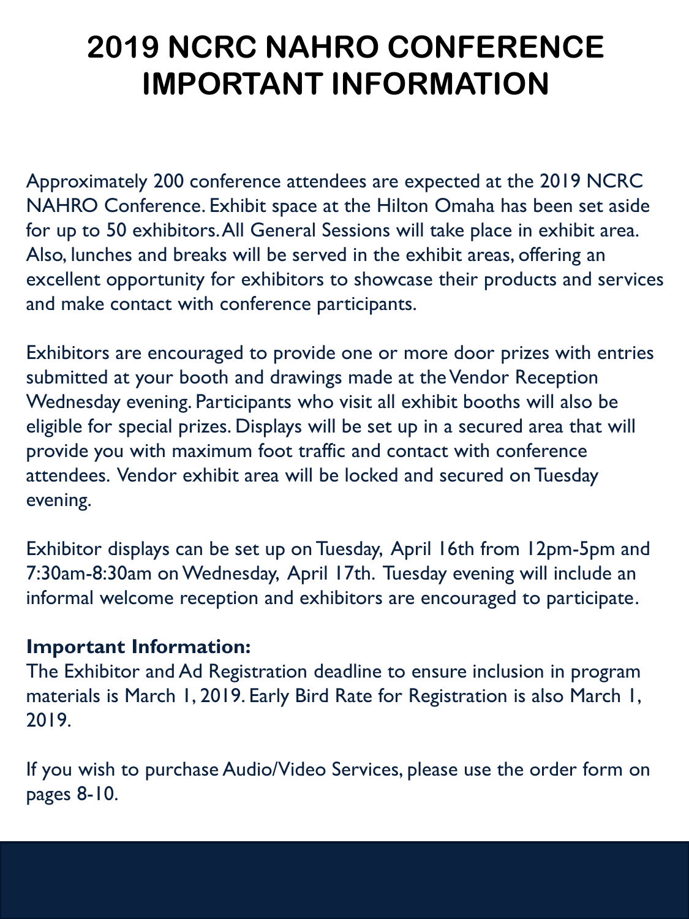# 2019 NCRC NAHRO CONFERENCE IMPORTANT INFORMATION

Approximately 200 conference attendees are expected at the 2019 NCRC NAHRO Conference. Exhibit space at the Hilton Omaha has been set aside for up to 50 exhibitors. All General Sessions will take place in exhibit area. Also, lunches and breaks will be served in the exhibit areas, offering an excellent opportunity for exhibitors to showcase their products and services and make contact with conference participants.

Exhibitors are encouraged to provide one or more door prizes with entries submitted at your booth and drawings made at the Vendor Reception Wednesday evening. Participants who visit all exhibit booths will also be eligible for special prizes. Displays will be set up in a secured area that will provide you with maximum foot traffic and contact with conference attendees. Vendor exhibit area will be locked and secured on Tuesday evening.

Exhibitor displays can be set up on Tuesday, April 16th from 12pm-5pm and 7:30am-8:30am on Wednesday, April 17th. Tuesday evening will include an informal welcome reception and exhibitors are encouraged to participate.

**Important Information:**
The Exhibitor and Ad Registration deadline to ensure inclusion in program materials is March 1, 2019. Early Bird Rate for Registration is also March 1, 2019.

If you wish to purchase Audio/Video Services, please use the order form on pages 8-10.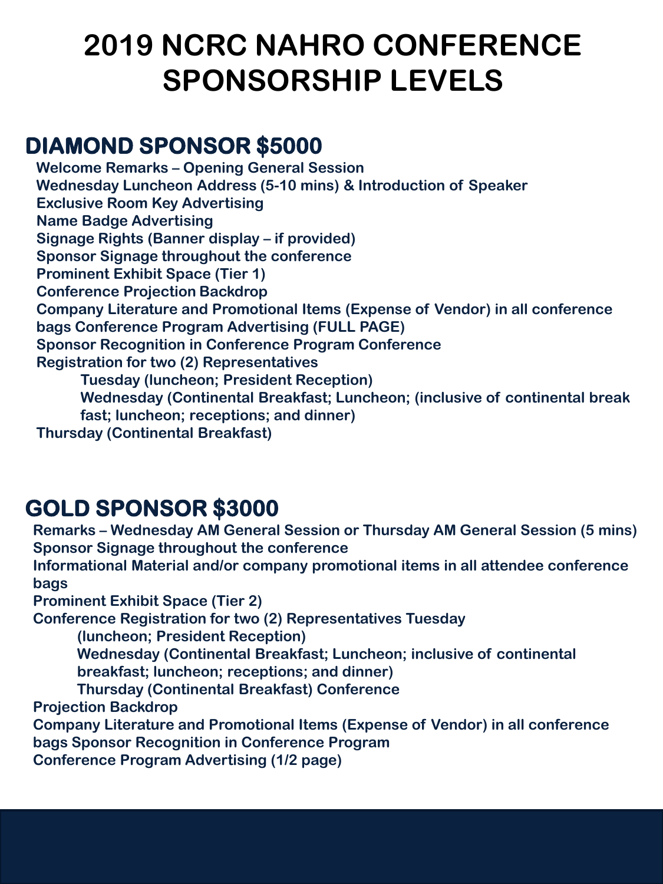# 2019 NCRC NAHRO CONFERENCE SPONSORSHIP LEVELS

## DIAMOND SPONSOR $5000

**Welcome Remarks – Opening General Session**
**Wednesday Luncheon Address (5-10 mins) & Introduction of Speaker**
**Exclusive Room Key Advertising**
**Name Badge Advertising**
**Signage Rights (Banner display – if provided)**
**Sponsor Signage throughout the conference**
**Prominent Exhibit Space (Tier 1)**
**Conference Projection Backdrop**
**Company Literature and Promotional Items (Expense of Vendor) in all conference bags Conference Program Advertising (FULL PAGE)**
**Sponsor Recognition in Conference Program Conference**
**Registration for two (2) Representatives**

- **Tuesday (luncheon; President Reception)**
- **Wednesday (Continental Breakfast; Luncheon; (inclusive of continental break fast; luncheon; receptions; and dinner)**

**Thursday (Continental Breakfast)**

## GOLD SPONSOR $3000

**Remarks – Wednesday AM General Session or Thursday AM General Session (5 mins)**
**Sponsor Signage throughout the conference**
**Informational Material and/or company promotional items in all attendee conference bags**
**Prominent Exhibit Space (Tier 2)**
**Conference Registration for two (2) Representatives Tuesday**

- **(luncheon; President Reception)**
- **Wednesday (Continental Breakfast; Luncheon; inclusive of continental breakfast; luncheon; receptions; and dinner)**
- **Thursday (Continental Breakfast) Conference**

**Projection Backdrop**
**Company Literature and Promotional Items (Expense of Vendor) in all conference bags Sponsor Recognition in Conference Program**
**Conference Program Advertising (1/2 page)**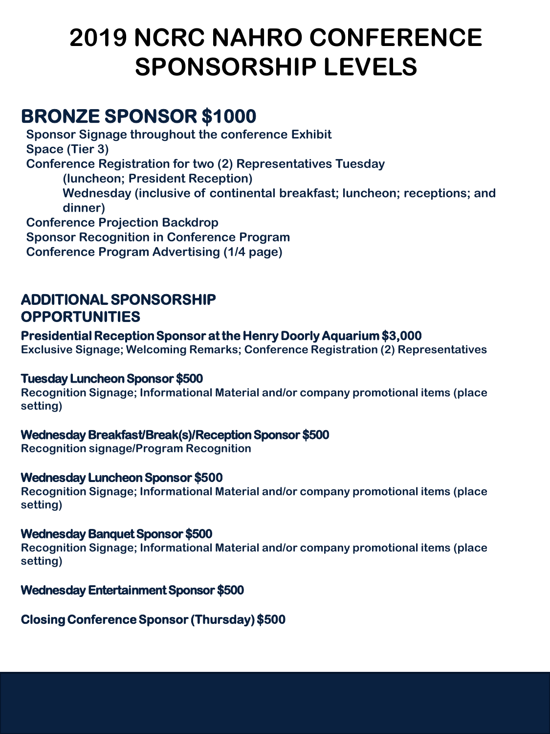# 2019 NCRC NAHRO CONFERENCE SPONSORSHIP LEVELS

## BRONZE SPONSOR $1000

- Sponsor Signage throughout the conference Exhibit Space (Tier 3)
- Conference Registration for two (2) Representatives Tuesday
  - (luncheon; President Reception)
  - Wednesday (inclusive of continental breakfast; luncheon; receptions; and dinner)
- Conference Projection Backdrop
- Sponsor Recognition in Conference Program
- Conference Program Advertising (1/4 page)

## ADDITIONAL SPONSORSHIP OPPORTUNITIES

**Presidential Reception Sponsor at the Henry Doorly Aquarium $3,000**
Exclusive Signage; Welcoming Remarks; Conference Registration (2) Representatives

**Tuesday Luncheon Sponsor $500**
Recognition Signage; Informational Material and/or company promotional items (place setting)

**Wednesday Breakfast/Break(s)/Reception Sponsor $500**
Recognition signage/Program Recognition

**Wednesday Luncheon Sponsor $500**
Recognition Signage; Informational Material and/or company promotional items (place setting)

**Wednesday Banquet Sponsor $500**
Recognition Signage; Informational Material and/or company promotional items (place setting)

**Wednesday Entertainment Sponsor $500**

**Closing Conference Sponsor (Thursday) $500**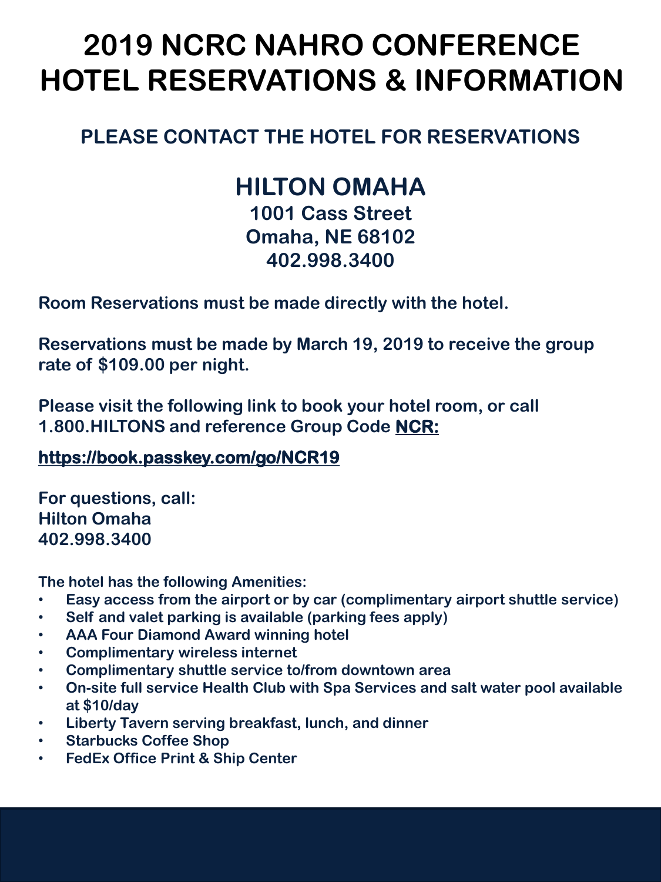# 2019 NCRC NAHRO CONFERENCE HOTEL RESERVATIONS & INFORMATION

## PLEASE CONTACT THE HOTEL FOR RESERVATIONS

## HILTON OMAHA

**1001 Cass Street**
**Omaha, NE 68102**
**402.998.3400**

**Room Reservations must be made directly with the hotel.**

**Reservations must be made by March 19, 2019 to receive the group rate of $109.00 per night.**

**Please visit the following link to book your hotel room, or call 1.800.HILTONS and reference Group Code NCR:**

**https://book.passkey.com/go/NCR19**

**For questions, call:**
**Hilton Omaha**
**402.998.3400**

**The hotel has the following Amenities:**

- **Easy access from the airport or by car (complimentary airport shuttle service)**
- **Self and valet parking is available (parking fees apply)**
- **AAA Four Diamond Award winning hotel**
- **Complimentary wireless internet**
- **Complimentary shuttle service to/from downtown area**
- **On-site full service Health Club with Spa Services and salt water pool available at $10/day**
- **Liberty Tavern serving breakfast, lunch, and dinner**
- **Starbucks Coffee Shop**
- **FedEx Office Print & Ship Center**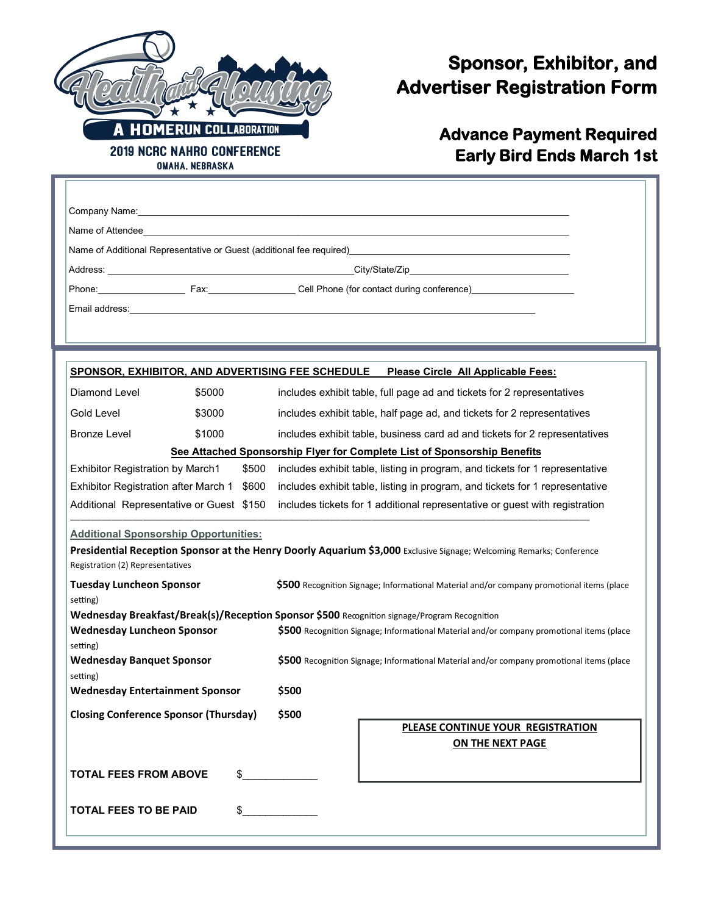Health and Housing

A HOMERUN COLLABORATION

2019 NCRC NAHRO CONFERENCE

OMAHA, NEBRASKA

# Sponsor, Exhibitor, and Advertiser Registration Form

## Advance Payment Required
## Early Bird Ends March 1st

Company Name:___________________________________________________________________________

Name of Attendee________________________________________________________________________

Name of Additional Representative or Guest (additional fee required)___________________________

Address: ______________________________________________City/State/Zip____________________________

Phone:_________________ Fax:_________________ Cell Phone (for contact during conference)____________________

Email address:___________________________________________________________________________

**SPONSOR, EXHIBITOR, AND ADVERTISING FEE SCHEDULE** **Please Circle All Applicable Fees:**

| | | |
|---|---|---|
| Diamond Level | $5000 | includes exhibit table, full page ad and tickets for 2 representatives |
| Gold Level | $3000 | includes exhibit table, half page ad, and tickets for 2 representatives |
| Bronze Level | $1000 | includes exhibit table, business card ad and tickets for 2 representatives |

**See Attached Sponsorship Flyer for Complete List of Sponsorship Benefits**

| | | |
|---|---|---|
| Exhibitor Registration by March1 | $500 | includes exhibit table, listing in program, and tickets for 1 representative |
| Exhibitor Registration after March 1 | $600 | includes exhibit table, listing in program, and tickets for 1 representative |
| Additional Representative or Guest | $150 | includes tickets for 1 additional representative or guest with registration |

**Additional Sponsorship Opportunities:**

**Presidential Reception Sponsor at the Henry Doorly Aquarium $3,000** Exclusive Signage; Welcoming Remarks; Conference Registration (2) Representatives

**Tuesday Luncheon Sponsor** **$500** Recognition Signage; Informational Material and/or company promotional items (place setting)

**Wednesday Breakfast/Break(s)/Reception Sponsor $500** Recognition signage/Program Recognition

**Wednesday Luncheon Sponsor** **$500** Recognition Signage; Informational Material and/or company promotional items (place setting)

**Wednesday Banquet Sponsor** **$500** Recognition Signage; Informational Material and/or company promotional items (place setting)

**Wednesday Entertainment Sponsor** **$500**

**Closing Conference Sponsor (Thursday)** **$500**

**PLEASE CONTINUE YOUR REGISTRATION ON THE NEXT PAGE**

**TOTAL FEES FROM ABOVE** $_____________

**TOTAL FEES TO BE PAID** $_____________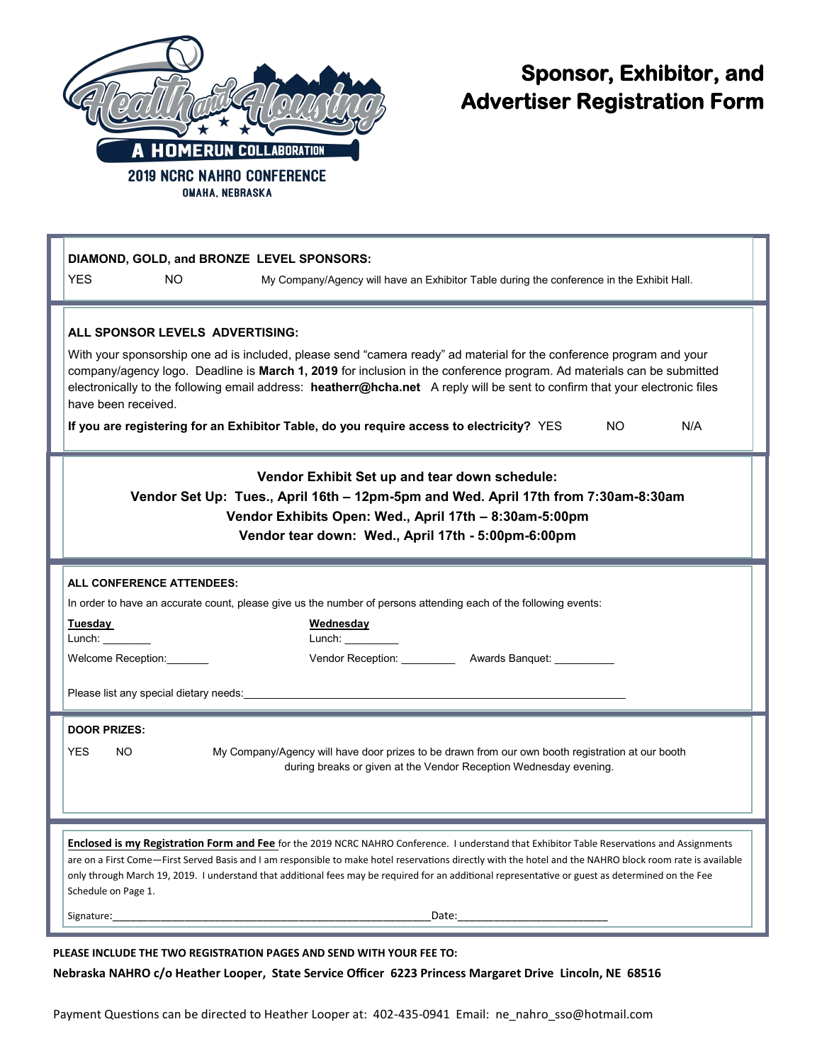Health and Housing

A HOMERUN COLLABORATION

2019 NCRC NAHRO CONFERENCE

OMAHA, NEBRASKA

# Sponsor, Exhibitor, and Advertiser Registration Form

**DIAMOND, GOLD, and BRONZE LEVEL SPONSORS:**

YES NO My Company/Agency will have an Exhibitor Table during the conference in the Exhibit Hall.

**ALL SPONSOR LEVELS ADVERTISING:**

With your sponsorship one ad is included, please send "camera ready" ad material for the conference program and your company/agency logo. Deadline is **March 1, 2019** for inclusion in the conference program. Ad materials can be submitted electronically to the following email address: **heatherr@hcha.net** A reply will be sent to confirm that your electronic files have been received.

**If you are registering for an Exhibitor Table, do you require access to electricity?** YES NO N/A

**Vendor Exhibit Set up and tear down schedule:**

**Vendor Set Up: Tues., April 16th – 12pm-5pm and Wed. April 17th from 7:30am-8:30am**

**Vendor Exhibits Open: Wed., April 17th – 8:30am-5:00pm**

**Vendor tear down: Wed., April 17th - 5:00pm-6:00pm**

**ALL CONFERENCE ATTENDEES:**

In order to have an accurate count, please give us the number of persons attending each of the following events:

**Tuesday**

Lunch: ________

Welcome Reception:_______

**Wednesday**

Lunch: _________

Vendor Reception: _________ Awards Banquet: __________

Please list any special dietary needs:_________________________________________________________________

**DOOR PRIZES:**

YES NO My Company/Agency will have door prizes to be drawn from our own booth registration at our booth during breaks or given at the Vendor Reception Wednesday evening.

**Enclosed is my Registration Form and Fee** for the 2019 NCRC NAHRO Conference. I understand that Exhibitor Table Reservations and Assignments are on a First Come—First Served Basis and I am responsible to make hotel reservations directly with the hotel and the NAHRO block room rate is available only through March 19, 2019. I understand that additional fees may be required for an additional representative or guest as determined on the Fee Schedule on Page 1.

Signature:_______________________________________________________Date:_________________________

**PLEASE INCLUDE THE TWO REGISTRATION PAGES AND SEND WITH YOUR FEE TO:**

**Nebraska NAHRO c/o Heather Looper, State Service Officer 6223 Princess Margaret Drive Lincoln, NE 68516**

Payment Questions can be directed to Heather Looper at: 402-435-0941 Email: ne_nahro_sso@hotmail.com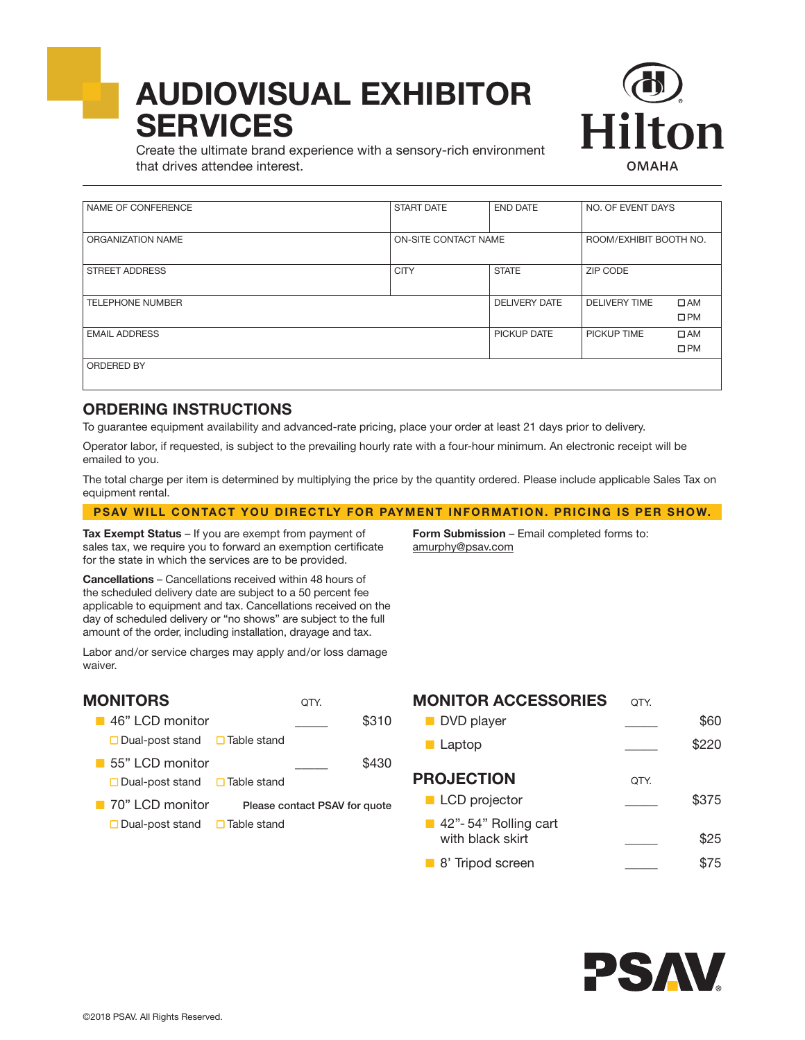# AUDIOVISUAL EXHIBITOR SERVICES

Create the ultimate brand experience with a sensory-rich environment that drives attendee interest.

Hilton OMAHA

| NAME OF CONFERENCE | START DATE | END DATE | NO. OF EVENT DAYS |
|---|---|---|---|
| ORGANIZATION NAME | ON-SITE CONTACT NAME | | ROOM/EXHIBIT BOOTH NO. |
| STREET ADDRESS | CITY | STATE | ZIP CODE |
| TELEPHONE NUMBER | | DELIVERY DATE | DELIVERY TIME ☐ AM ☐ PM |
| EMAIL ADDRESS | | PICKUP DATE | PICKUP TIME ☐ AM ☐ PM |
| ORDERED BY | | | |

## ORDERING INSTRUCTIONS

To guarantee equipment availability and advanced-rate pricing, place your order at least 21 days prior to delivery.

Operator labor, if requested, is subject to the prevailing hourly rate with a four-hour minimum. An electronic receipt will be emailed to you.

The total charge per item is determined by multiplying the price by the quantity ordered. Please include applicable Sales Tax on equipment rental.

**PSAV WILL CONTACT YOU DIRECTLY FOR PAYMENT INFORMATION. PRICING IS PER SHOW.**

**Tax Exempt Status** – If you are exempt from payment of sales tax, we require you to forward an exemption certificate for the state in which the services are to be provided.

**Cancellations** – Cancellations received within 48 hours of the scheduled delivery date are subject to a 50 percent fee applicable to equipment and tax. Cancellations received on the day of scheduled delivery or "no shows" are subject to the full amount of the order, including installation, drayage and tax.

Labor and/or service charges may apply and/or loss damage waiver.

**Form Submission** – Email completed forms to: amurphy@psav.com

## MONITORS

| Item | QTY. | Price |
|---|---|---|
| 46" LCD monitor (☐ Dual-post stand ☐ Table stand) | _____ | $310 |
| 55" LCD monitor (☐ Dual-post stand ☐ Table stand) | _____ | $430 |
| 70" LCD monitor (☐ Dual-post stand ☐ Table stand) | Please contact PSAV for quote | |

## MONITOR ACCESSORIES

| Item | QTY. | Price |
|---|---|---|
| DVD player | _____ | $60 |
| Laptop | _____ | $220 |

## PROJECTION

| Item | QTY. | Price |
|---|---|---|
| LCD projector | _____ | $375 |
| 42"- 54" Rolling cart with black skirt | _____ | $25 |
| 8' Tripod screen | _____ | $75 |

PSAV

©2018 PSAV. All Rights Reserved.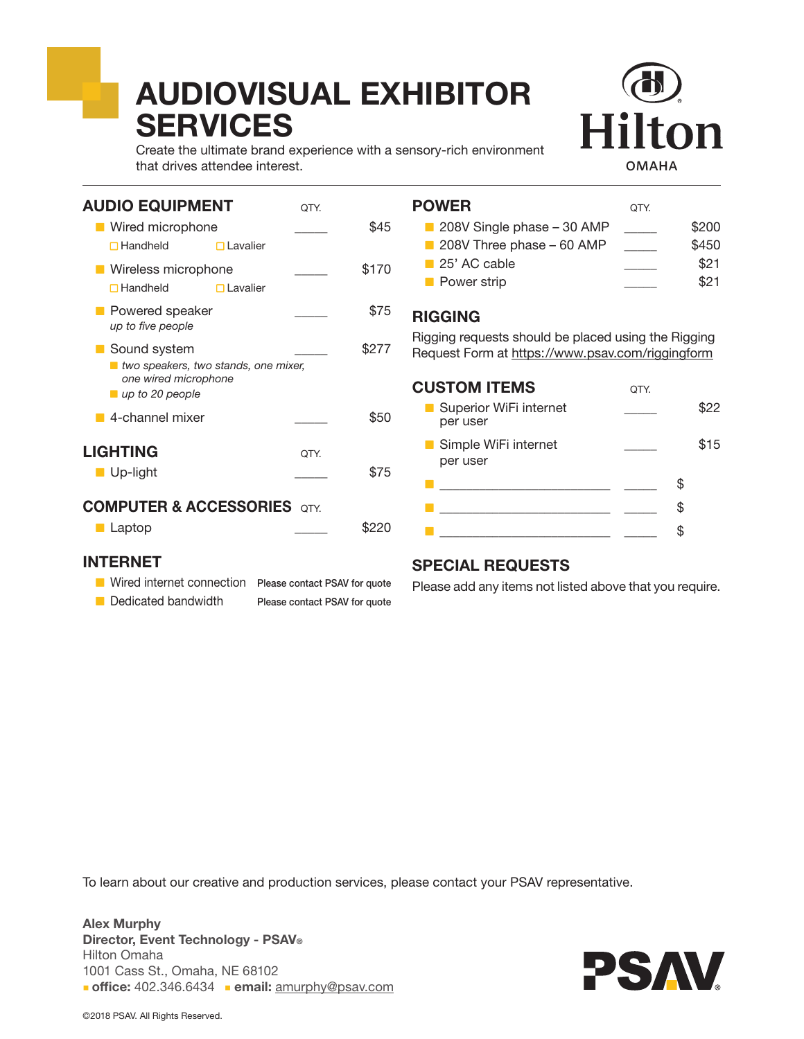# AUDIOVISUAL EXHIBITOR SERVICES

Create the ultimate brand experience with a sensory-rich environment that drives attendee interest.

Hilton OMAHA

## AUDIO EQUIPMENT

| Item | QTY. | Price |
|---|---|---|
| Wired microphone (☐ Handheld ☐ Lavalier) | _____ | $45 |
| Wireless microphone (☐ Handheld ☐ Lavalier) | _____ | $170 |
| Powered speaker *up to five people* | _____ | $75 |
| Sound system *two speakers, two stands, one mixer, one wired microphone; up to 20 people* | _____ | $277 |
| 4-channel mixer | _____ | $50 |

## LIGHTING

| Item | QTY. | Price |
|---|---|---|
| Up-light | _____ | $75 |

## COMPUTER & ACCESSORIES

| Item | QTY. | Price |
|---|---|---|
| Laptop | _____ | $220 |

## INTERNET

- Wired internet connection — Please contact PSAV for quote
- Dedicated bandwidth — Please contact PSAV for quote

## POWER

| Item | QTY. | Price |
|---|---|---|
| 208V Single phase – 30 AMP | _____ | $200 |
| 208V Three phase – 60 AMP | _____ | $450 |
| 25' AC cable | _____ | $21 |
| Power strip | _____ | $21 |

## RIGGING

Rigging requests should be placed using the Rigging Request Form at https://www.psav.com/riggingform

## CUSTOM ITEMS

| Item | QTY. | Price |
|---|---|---|
| Superior WiFi internet per user | _____ | $22 |
| Simple WiFi internet per user | _____ | $15 |
| ____________________ | _____ | $ |
| ____________________ | _____ | $ |
| ____________________ | _____ | $ |

## SPECIAL REQUESTS

Please add any items not listed above that you require.

To learn about our creative and production services, please contact your PSAV representative.

**Alex Murphy**
**Director, Event Technology - PSAV®**
Hilton Omaha
1001 Cass St., Omaha, NE 68102
**office:** 402.346.6434 **email:** amurphy@psav.com

PSAV®

©2018 PSAV. All Rights Reserved.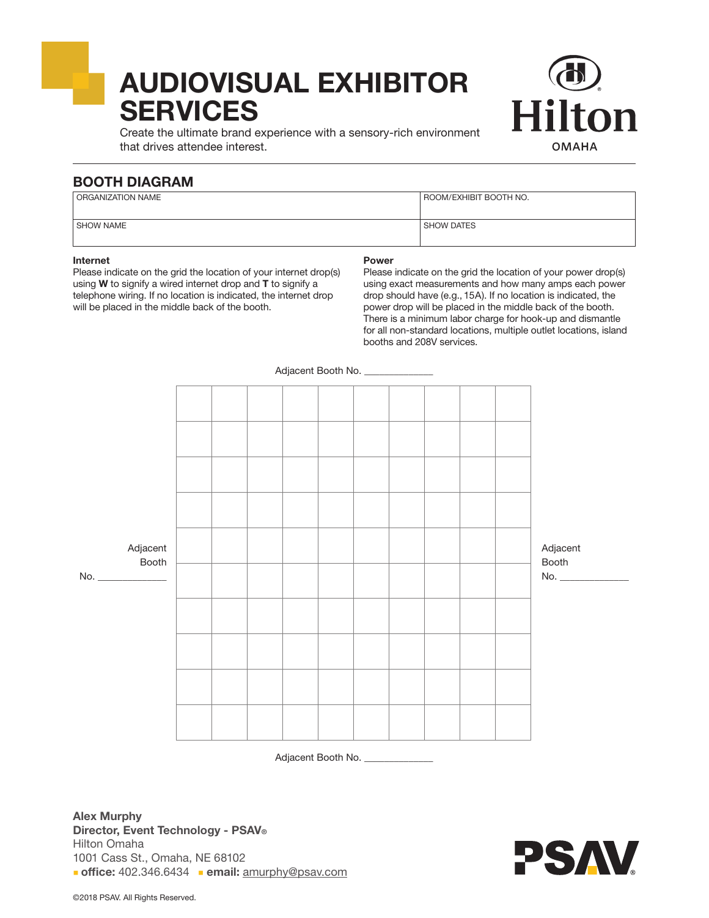# AUDIOVISUAL EXHIBITOR SERVICES

Create the ultimate brand experience with a sensory-rich environment that drives attendee interest.

Hilton

OMAHA

## BOOTH DIAGRAM

| | |
|---|---|
| ORGANIZATION NAME | ROOM/EXHIBIT BOOTH NO. |
| SHOW NAME | SHOW DATES |

**Internet**

Please indicate on the grid the location of your internet drop(s) using **W** to signify a wired internet drop and **T** to signify a telephone wiring. If no location is indicated, the internet drop will be placed in the middle back of the booth.

**Power**

Please indicate on the grid the location of your power drop(s) using exact measurements and how many amps each power drop should have (e.g., 15A). If no location is indicated, the power drop will be placed in the middle back of the booth. There is a minimum labor charge for hook-up and dismantle for all non-standard locations, multiple outlet locations, island booths and 208V services.

Adjacent Booth No. _____________

Adjacent Booth No. _____________

Adjacent Booth No. _____________

Adjacent Booth No. _____________

**Alex Murphy**
**Director, Event Technology - PSAV®**
Hilton Omaha
1001 Cass St., Omaha, NE 68102
**office:** 402.346.6434 **email:** amurphy@psav.com

PSAV®

©2018 PSAV. All Rights Reserved.